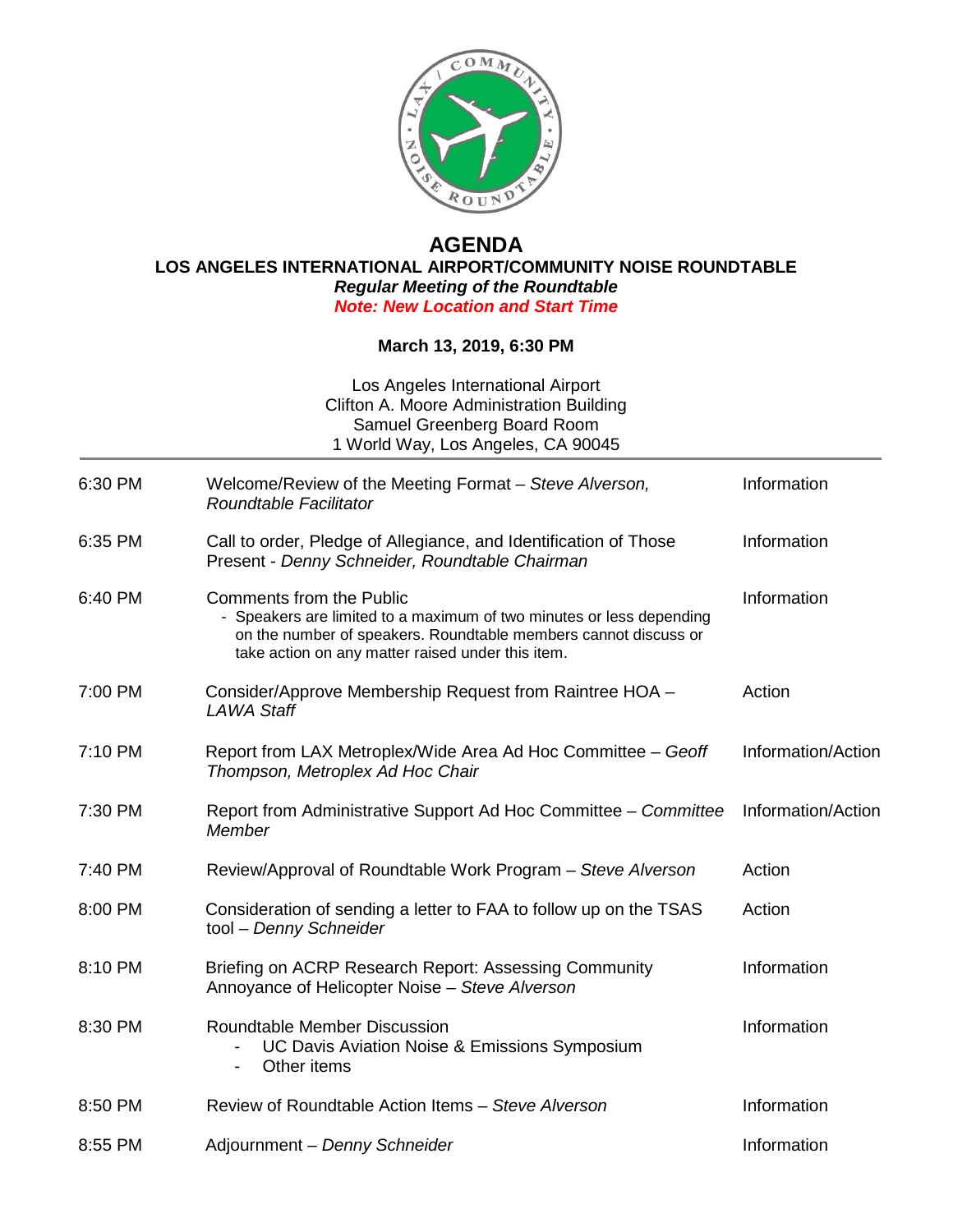# AGENDA

## LOS ANGELES INTERNATIONAL AIRPORT/COMMUNITY NOISE ROUNDTABLE

***Regular Meeting of the Roundtable***

***Note: New Location and Start Time***

**March 13, 2019, 6:30 PM**

Los Angeles International Airport
Clifton A. Moore Administration Building
Samuel Greenberg Board Room
1 World Way, Los Angeles, CA 90045

| Time | Item | Type |
|---|---|---|
| 6:30 PM | Welcome/Review of the Meeting Format – *Steve Alverson, Roundtable Facilitator* | Information |
| 6:35 PM | Call to order, Pledge of Allegiance, and Identification of Those Present - *Denny Schneider, Roundtable Chairman* | Information |
| 6:40 PM | Comments from the Public<br>- Speakers are limited to a maximum of two minutes or less depending on the number of speakers. Roundtable members cannot discuss or take action on any matter raised under this item. | Information |
| 7:00 PM | Consider/Approve Membership Request from Raintree HOA – *LAWA Staff* | Action |
| 7:10 PM | Report from LAX Metroplex/Wide Area Ad Hoc Committee – *Geoff Thompson, Metroplex Ad Hoc Chair* | Information/Action |
| 7:30 PM | Report from Administrative Support Ad Hoc Committee – *Committee Member* | Information/Action |
| 7:40 PM | Review/Approval of Roundtable Work Program – *Steve Alverson* | Action |
| 8:00 PM | Consideration of sending a letter to FAA to follow up on the TSAS tool – *Denny Schneider* | Action |
| 8:10 PM | Briefing on ACRP Research Report: Assessing Community Annoyance of Helicopter Noise – *Steve Alverson* | Information |
| 8:30 PM | Roundtable Member Discussion<br>- UC Davis Aviation Noise & Emissions Symposium<br>- Other items | Information |
| 8:50 PM | Review of Roundtable Action Items – *Steve Alverson* | Information |
| 8:55 PM | Adjournment – *Denny Schneider* | Information |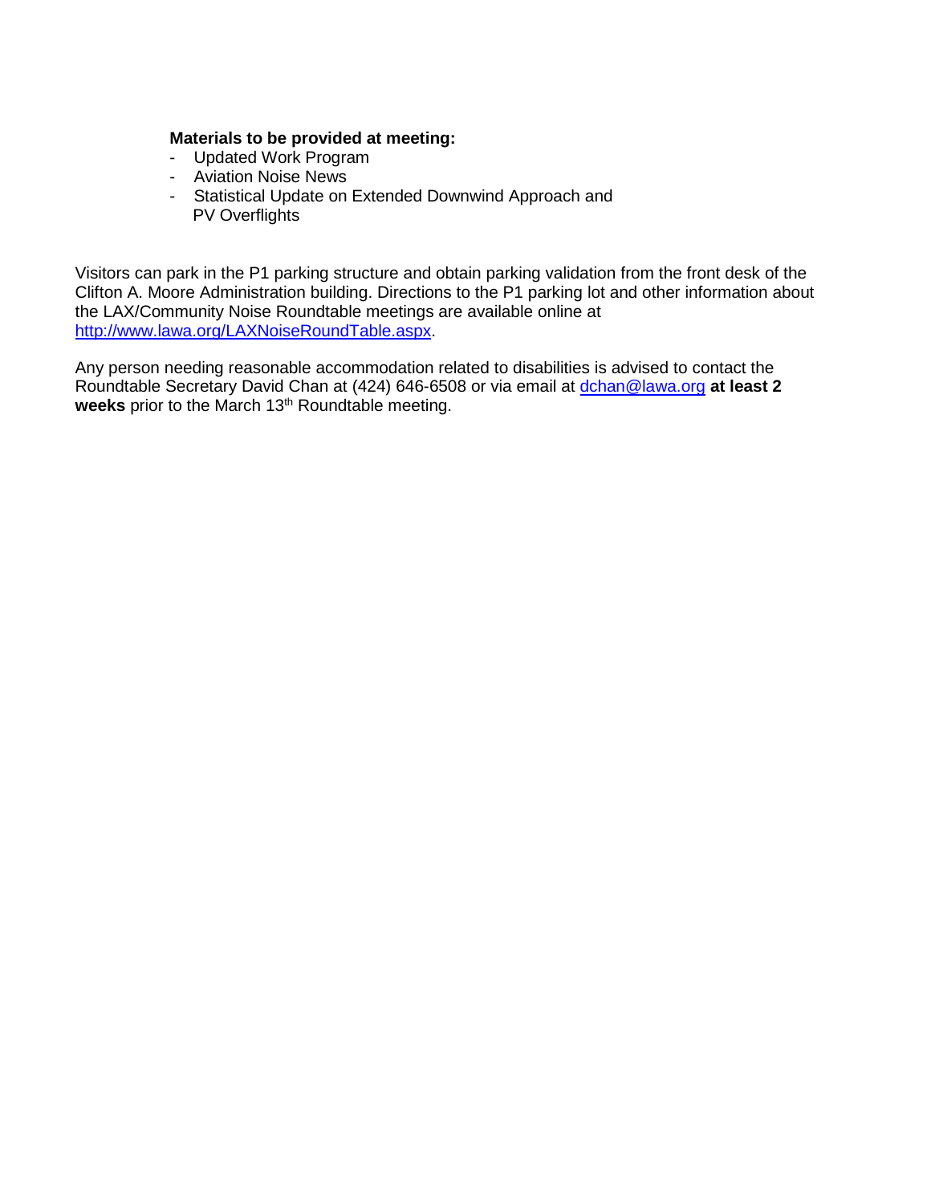**Materials to be provided at meeting:**

- Updated Work Program
- Aviation Noise News
- Statistical Update on Extended Downwind Approach and PV Overflights

Visitors can park in the P1 parking structure and obtain parking validation from the front desk of the Clifton A. Moore Administration building. Directions to the P1 parking lot and other information about the LAX/Community Noise Roundtable meetings are available online at http://www.lawa.org/LAXNoiseRoundTable.aspx.

Any person needing reasonable accommodation related to disabilities is advised to contact the Roundtable Secretary David Chan at (424) 646-6508 or via email at dchan@lawa.org **at least 2 weeks** prior to the March 13th Roundtable meeting.